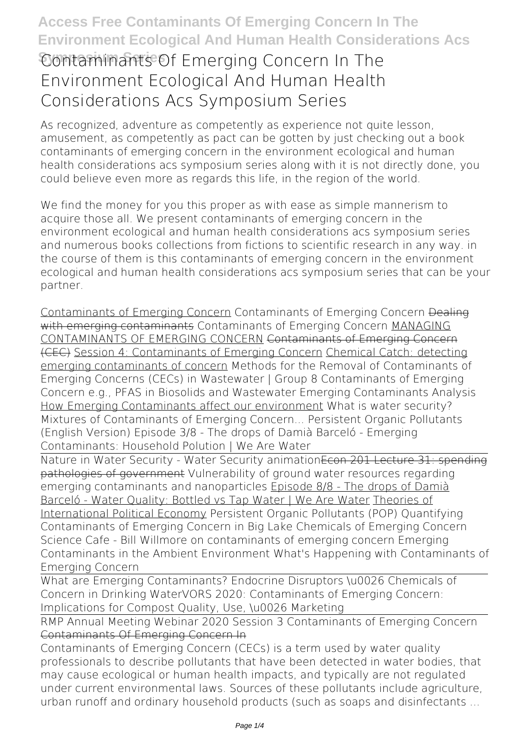# Contaminants Of Emerging Concern In The Environment Ecological And Human Health Considerations Acs Symposium Series

As recognized, adventure as competently as experience not quite lesson, amusement, as competently as pact can be gotten by just checking out a book **contaminants of emerging concern in the environment ecological and human health considerations acs symposium series** along with it is not directly done, you could believe even more as regards this life, in the region of the world.

We find the money for you this proper as with ease as simple mannerism to acquire those all. We present contaminants of emerging concern in the environment ecological and human health considerations acs symposium series and numerous books collections from fictions to scientific research in any way. in the course of them is this contaminants of emerging concern in the environment ecological and human health considerations acs symposium series that can be your partner.

Contaminants of Emerging Concern *Contaminants of Emerging Concern* Dealing with emerging contaminants *Contaminants of Emerging Concern* MANAGING CONTAMINANTS OF EMERGING CONCERN Contaminants of Emerging Concern (CEC) Session 4: Contaminants of Emerging Concern Chemical Catch: detecting emerging contaminants of concern *Methods for the Removal of Contaminants of Emerging Concerns (CECs) in Wastewater | Group 8 Contaminants of Emerging Concern e.g., PFAS in Biosolids and Wastewater Emerging Contaminants Analysis* How Emerging Contaminants affect our environment *What is water security? Mixtures of Contaminants of Emerging Concern... Persistent Organic Pollutants (English Version) Episode 3/8 - The drops of Damià Barceló - Emerging Contaminants: Household Polution | We Are Water*

Nature in Water Security - Water Security animation Econ 201 Lecture 31: spending pathologies of government *Vulnerability of ground water resources regarding emerging contaminants and nanoparticles* Episode 8/8 - The drops of Damià Barceló - Water Quality: Bottled vs Tap Water | We Are Water Theories of International Political Economy *Persistent Organic Pollutants (POP) Quantifying Contaminants of Emerging Concern in Big Lake Chemicals of Emerging Concern Science Cafe - Bill Willmore on contaminants of emerging concern Emerging Contaminants in the Ambient Environment What's Happening with Contaminants of Emerging Concern*

What are Emerging Contaminants? Endocrine Disruptors & Chemicals of Concern in Drinking Water*VORS 2020: Contaminants of Emerging Concern: Implications for Compost Quality, Use, & Marketing*

RMP Annual Meeting Webinar 2020 Session 3 Contaminants of Emerging Concern

## Contaminants Of Emerging Concern In

Contaminants of Emerging Concern (CECs) is a term used by water quality professionals to describe pollutants that have been detected in water bodies, that may cause ecological or human health impacts, and typically are not regulated under current environmental laws. Sources of these pollutants include agriculture, urban runoff and ordinary household products (such as soaps and disinfectants ...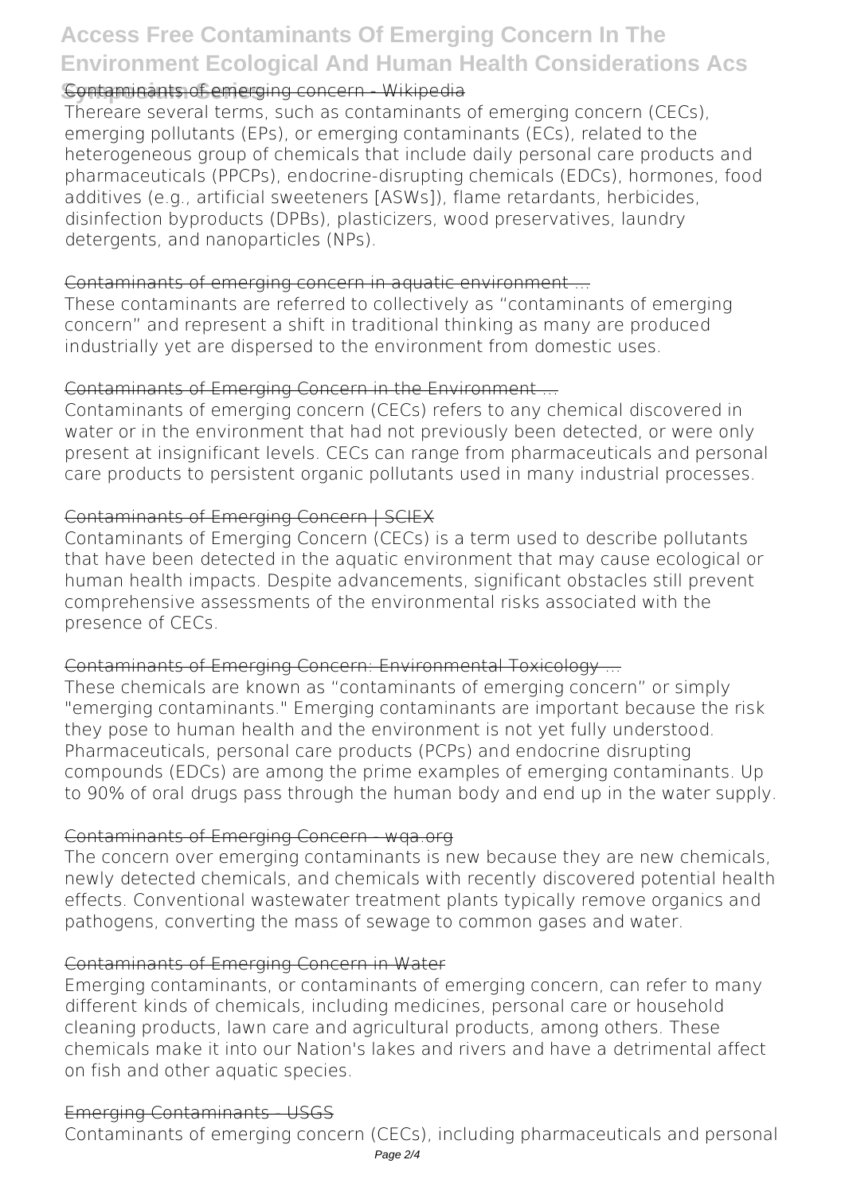### Contaminants of emerging concern - Wikipedia

Thereare several terms, such as contaminants of emerging concern (CECs), emerging pollutants (EPs), or emerging contaminants (ECs), related to the heterogeneous group of chemicals that include daily personal care products and pharmaceuticals (PPCPs), endocrine-disrupting chemicals (EDCs), hormones, food additives (e.g., artificial sweeteners [ASWs]), flame retardants, herbicides, disinfection byproducts (DPBs), plasticizers, wood preservatives, laundry detergents, and nanoparticles (NPs).

### Contaminants of emerging concern in aquatic environment ...

These contaminants are referred to collectively as "contaminants of emerging concern" and represent a shift in traditional thinking as many are produced industrially yet are dispersed to the environment from domestic uses.

### Contaminants of Emerging Concern in the Environment ...

Contaminants of emerging concern (CECs) refers to any chemical discovered in water or in the environment that had not previously been detected, or were only present at insignificant levels. CECs can range from pharmaceuticals and personal care products to persistent organic pollutants used in many industrial processes.

### Contaminants of Emerging Concern | SCIEX

Contaminants of Emerging Concern (CECs) is a term used to describe pollutants that have been detected in the aquatic environment that may cause ecological or human health impacts. Despite advancements, significant obstacles still prevent comprehensive assessments of the environmental risks associated with the presence of CECs.

### Contaminants of Emerging Concern: Environmental Toxicology ...

These chemicals are known as "contaminants of emerging concern" or simply "emerging contaminants." Emerging contaminants are important because the risk they pose to human health and the environment is not yet fully understood. Pharmaceuticals, personal care products (PCPs) and endocrine disrupting compounds (EDCs) are among the prime examples of emerging contaminants. Up to 90% of oral drugs pass through the human body and end up in the water supply.

### Contaminants of Emerging Concern - wqa.org

The concern over emerging contaminants is new because they are new chemicals, newly detected chemicals, and chemicals with recently discovered potential health effects. Conventional wastewater treatment plants typically remove organics and pathogens, converting the mass of sewage to common gases and water.

### Contaminants of Emerging Concern in Water

Emerging contaminants, or contaminants of emerging concern, can refer to many different kinds of chemicals, including medicines, personal care or household cleaning products, lawn care and agricultural products, among others. These chemicals make it into our Nation's lakes and rivers and have a detrimental affect on fish and other aquatic species.

### Emerging Contaminants - USGS

Contaminants of emerging concern (CECs), including pharmaceuticals and personal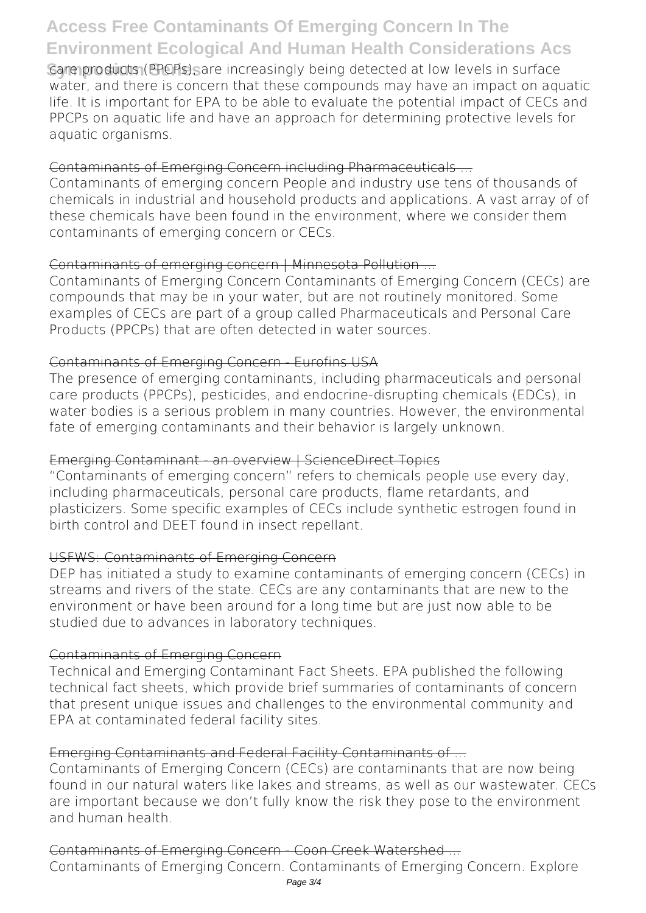care products (PPCPs), are increasingly being detected at low levels in surface water, and there is concern that these compounds may have an impact on aquatic life. It is important for EPA to be able to evaluate the potential impact of CECs and PPCPs on aquatic life and have an approach for determining protective levels for aquatic organisms.

## Contaminants of Emerging Concern including Pharmaceuticals ...

Contaminants of emerging concern People and industry use tens of thousands of chemicals in industrial and household products and applications. A vast array of of these chemicals have been found in the environment, where we consider them contaminants of emerging concern or CECs.

## Contaminants of emerging concern | Minnesota Pollution ...

Contaminants of Emerging Concern Contaminants of Emerging Concern (CECs) are compounds that may be in your water, but are not routinely monitored. Some examples of CECs are part of a group called Pharmaceuticals and Personal Care Products (PPCPs) that are often detected in water sources.

## Contaminants of Emerging Concern - Eurofins USA

The presence of emerging contaminants, including pharmaceuticals and personal care products (PPCPs), pesticides, and endocrine-disrupting chemicals (EDCs), in water bodies is a serious problem in many countries. However, the environmental fate of emerging contaminants and their behavior is largely unknown.

## Emerging Contaminant - an overview | ScienceDirect Topics

"Contaminants of emerging concern" refers to chemicals people use every day, including pharmaceuticals, personal care products, flame retardants, and plasticizers. Some specific examples of CECs include synthetic estrogen found in birth control and DEET found in insect repellant.

## USFWS: Contaminants of Emerging Concern

DEP has initiated a study to examine contaminants of emerging concern (CECs) in streams and rivers of the state. CECs are any contaminants that are new to the environment or have been around for a long time but are just now able to be studied due to advances in laboratory techniques.

## Contaminants of Emerging Concern

Technical and Emerging Contaminant Fact Sheets. EPA published the following technical fact sheets, which provide brief summaries of contaminants of concern that present unique issues and challenges to the environmental community and EPA at contaminated federal facility sites.

## Emerging Contaminants and Federal Facility Contaminants of ...

Contaminants of Emerging Concern (CECs) are contaminants that are now being found in our natural waters like lakes and streams, as well as our wastewater. CECs are important because we don't fully know the risk they pose to the environment and human health.

## Contaminants of Emerging Concern - Coon Creek Watershed ...

Contaminants of Emerging Concern. Contaminants of Emerging Concern. Explore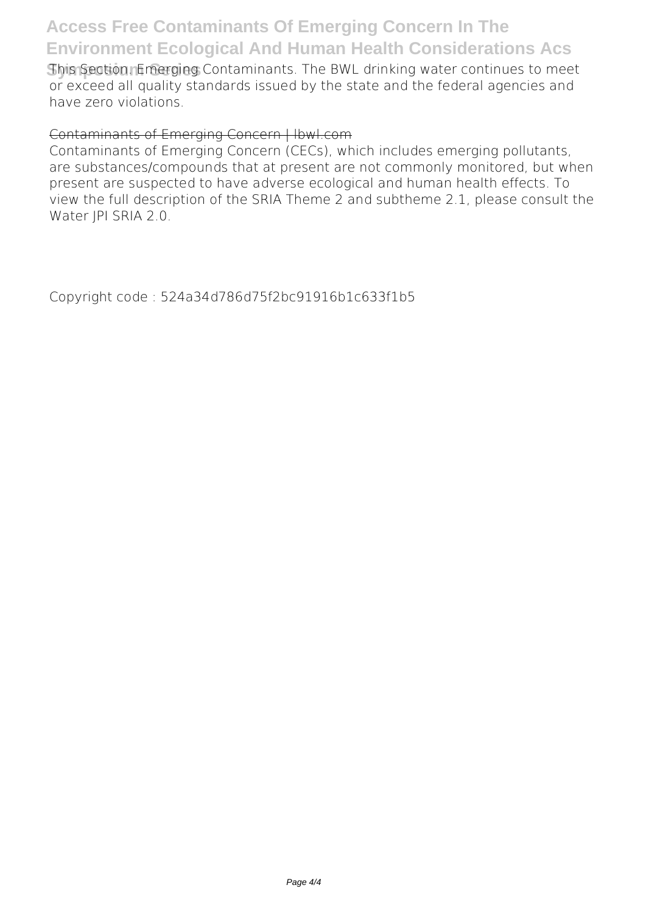This Section. Emerging Contaminants. The BWL drinking water continues to meet or exceed all quality standards issued by the state and the federal agencies and have zero violations.

Contaminants of Emerging Concern | lbwl.com

Contaminants of Emerging Concern (CECs), which includes emerging pollutants, are substances/compounds that at present are not commonly monitored, but when present are suspected to have adverse ecological and human health effects. To view the full description of the SRIA Theme 2 and subtheme 2.1, please consult the Water JPI SRIA 2.0.

Copyright code : 524a34d786d75f2bc91916b1c633f1b5